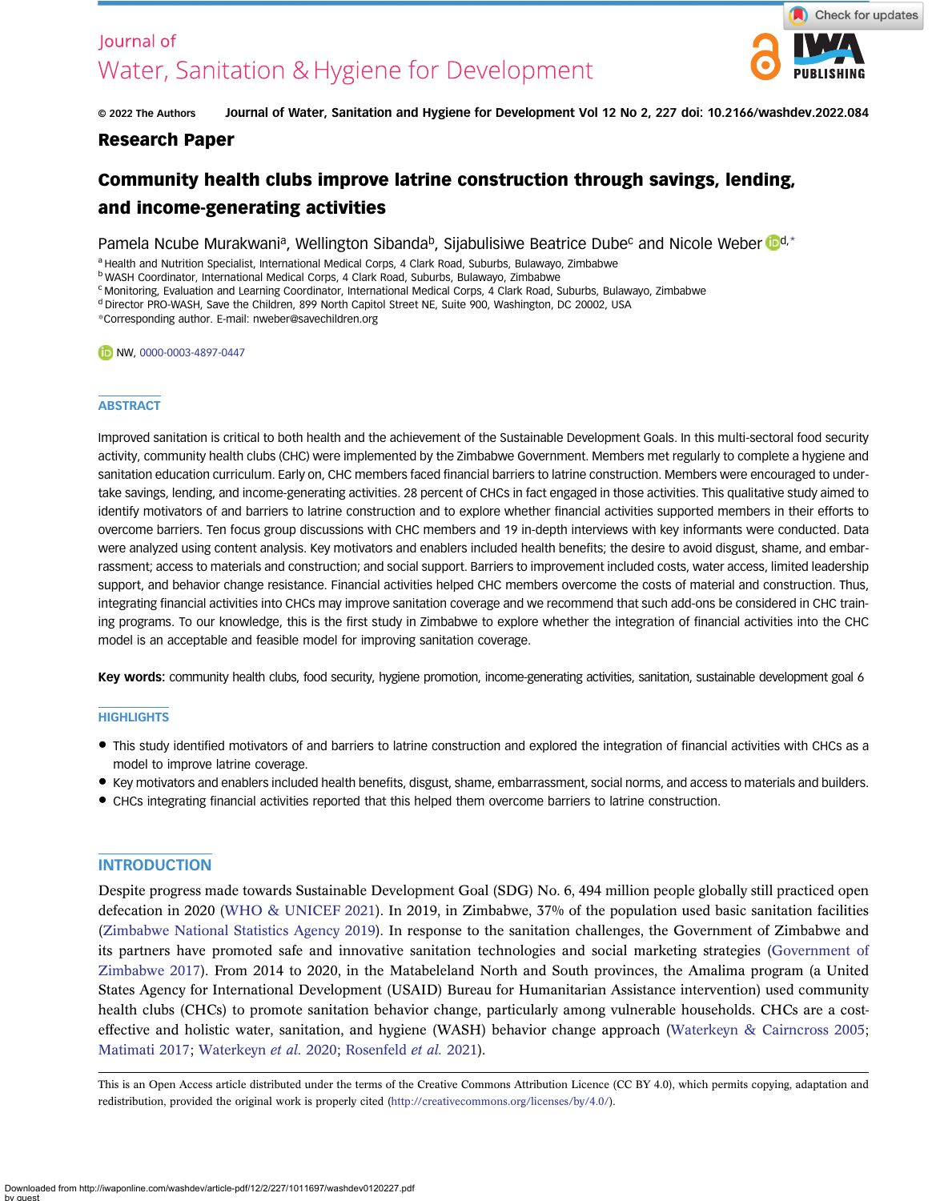Journal of
Water, Sanitation & Hygiene for Development

© 2022 The Authors Journal of Water, Sanitation and Hygiene for Development Vol 12 No 2, 227 doi: 10.2166/washdev.2022.084

**Research Paper**

# Community health clubs improve latrine construction through savings, lending, and income-generating activities

Pamela Ncube Murakwani[a], Wellington Sibanda[b], Sijabulisiwe Beatrice Dube[c] and Nicole Weber[d,*]

[a] Health and Nutrition Specialist, International Medical Corps, 4 Clark Road, Suburbs, Bulawayo, Zimbabwe
[b] WASH Coordinator, International Medical Corps, 4 Clark Road, Suburbs, Bulawayo, Zimbabwe
[c] Monitoring, Evaluation and Learning Coordinator, International Medical Corps, 4 Clark Road, Suburbs, Bulawayo, Zimbabwe
[d] Director PRO-WASH, Save the Children, 899 North Capitol Street NE, Suite 900, Washington, DC 20002, USA
*Corresponding author. E-mail: nweber@savechildren.org

NW, 0000-0003-4897-0447

## ABSTRACT

Improved sanitation is critical to both health and the achievement of the Sustainable Development Goals. In this multi-sectoral food security activity, community health clubs (CHC) were implemented by the Zimbabwe Government. Members met regularly to complete a hygiene and sanitation education curriculum. Early on, CHC members faced financial barriers to latrine construction. Members were encouraged to undertake savings, lending, and income-generating activities. 28 percent of CHCs in fact engaged in those activities. This qualitative study aimed to identify motivators of and barriers to latrine construction and to explore whether financial activities supported members in their efforts to overcome barriers. Ten focus group discussions with CHC members and 19 in-depth interviews with key informants were conducted. Data were analyzed using content analysis. Key motivators and enablers included health benefits; the desire to avoid disgust, shame, and embarrassment; access to materials and construction; and social support. Barriers to improvement included costs, water access, limited leadership support, and behavior change resistance. Financial activities helped CHC members overcome the costs of material and construction. Thus, integrating financial activities into CHCs may improve sanitation coverage and we recommend that such add-ons be considered in CHC training programs. To our knowledge, this is the first study in Zimbabwe to explore whether the integration of financial activities into the CHC model is an acceptable and feasible model for improving sanitation coverage.

**Key words:** community health clubs, food security, hygiene promotion, income-generating activities, sanitation, sustainable development goal 6

## HIGHLIGHTS

- This study identified motivators of and barriers to latrine construction and explored the integration of financial activities with CHCs as a model to improve latrine coverage.
- Key motivators and enablers included health benefits, disgust, shame, embarrassment, social norms, and access to materials and builders.
- CHCs integrating financial activities reported that this helped them overcome barriers to latrine construction.

## INTRODUCTION

Despite progress made towards Sustainable Development Goal (SDG) No. 6, 494 million people globally still practiced open defecation in 2020 (WHO & UNICEF 2021). In 2019, in Zimbabwe, 37% of the population used basic sanitation facilities (Zimbabwe National Statistics Agency 2019). In response to the sanitation challenges, the Government of Zimbabwe and its partners have promoted safe and innovative sanitation technologies and social marketing strategies (Government of Zimbabwe 2017). From 2014 to 2020, in the Matabeleland North and South provinces, the Amalima program (a United States Agency for International Development (USAID) Bureau for Humanitarian Assistance intervention) used community health clubs (CHCs) to promote sanitation behavior change, particularly among vulnerable households. CHCs are a cost-effective and holistic water, sanitation, and hygiene (WASH) behavior change approach (Waterkeyn & Cairncross 2005; Matimati 2017; Waterkeyn *et al.* 2020; Rosenfeld *et al.* 2021).

This is an Open Access article distributed under the terms of the Creative Commons Attribution Licence (CC BY 4.0), which permits copying, adaptation and redistribution, provided the original work is properly cited (http://creativecommons.org/licenses/by/4.0/).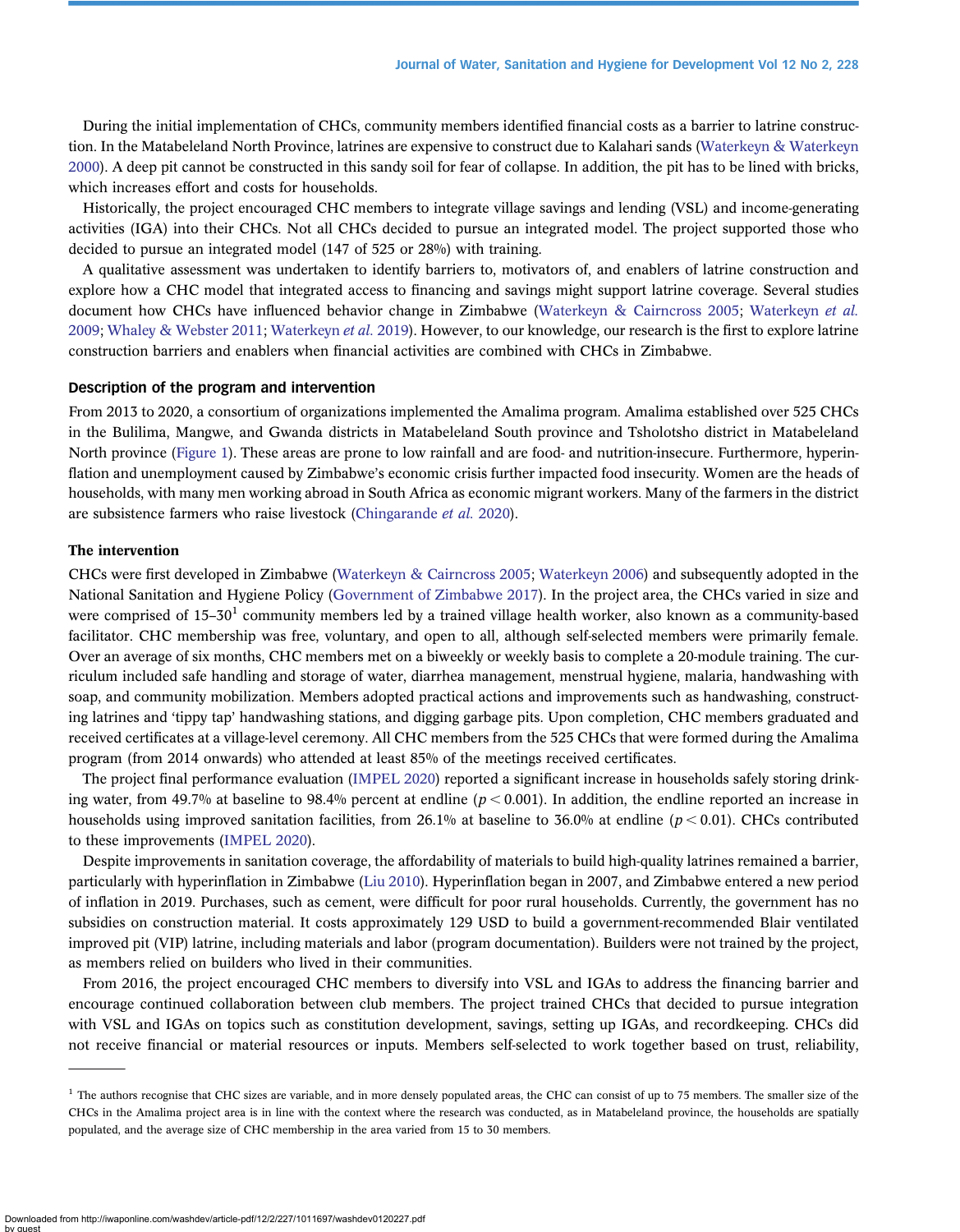During the initial implementation of CHCs, community members identified financial costs as a barrier to latrine construction. In the Matabeleland North Province, latrines are expensive to construct due to Kalahari sands (Waterkeyn & Waterkeyn 2000). A deep pit cannot be constructed in this sandy soil for fear of collapse. In addition, the pit has to be lined with bricks, which increases effort and costs for households.

Historically, the project encouraged CHC members to integrate village savings and lending (VSL) and income-generating activities (IGA) into their CHCs. Not all CHCs decided to pursue an integrated model. The project supported those who decided to pursue an integrated model (147 of 525 or 28%) with training.

A qualitative assessment was undertaken to identify barriers to, motivators of, and enablers of latrine construction and explore how a CHC model that integrated access to financing and savings might support latrine coverage. Several studies document how CHCs have influenced behavior change in Zimbabwe (Waterkeyn & Cairncross 2005; Waterkeyn *et al.* 2009; Whaley & Webster 2011; Waterkeyn *et al.* 2019). However, to our knowledge, our research is the first to explore latrine construction barriers and enablers when financial activities are combined with CHCs in Zimbabwe.

### Description of the program and intervention

From 2013 to 2020, a consortium of organizations implemented the Amalima program. Amalima established over 525 CHCs in the Bulilima, Mangwe, and Gwanda districts in Matabeleland South province and Tsholotsho district in Matabeleland North province (Figure 1). These areas are prone to low rainfall and are food- and nutrition-insecure. Furthermore, hyperinflation and unemployment caused by Zimbabwe's economic crisis further impacted food insecurity. Women are the heads of households, with many men working abroad in South Africa as economic migrant workers. Many of the farmers in the district are subsistence farmers who raise livestock (Chingarande *et al.* 2020).

### The intervention

CHCs were first developed in Zimbabwe (Waterkeyn & Cairncross 2005; Waterkeyn 2006) and subsequently adopted in the National Sanitation and Hygiene Policy (Government of Zimbabwe 2017). In the project area, the CHCs varied in size and were comprised of 15–30[1] community members led by a trained village health worker, also known as a community-based facilitator. CHC membership was free, voluntary, and open to all, although self-selected members were primarily female. Over an average of six months, CHC members met on a biweekly or weekly basis to complete a 20-module training. The curriculum included safe handling and storage of water, diarrhea management, menstrual hygiene, malaria, handwashing with soap, and community mobilization. Members adopted practical actions and improvements such as handwashing, constructing latrines and 'tippy tap' handwashing stations, and digging garbage pits. Upon completion, CHC members graduated and received certificates at a village-level ceremony. All CHC members from the 525 CHCs that were formed during the Amalima program (from 2014 onwards) who attended at least 85% of the meetings received certificates.

The project final performance evaluation (IMPEL 2020) reported a significant increase in households safely storing drinking water, from 49.7% at baseline to 98.4% percent at endline ($p < 0.001$). In addition, the endline reported an increase in households using improved sanitation facilities, from 26.1% at baseline to 36.0% at endline ($p < 0.01$). CHCs contributed to these improvements (IMPEL 2020).

Despite improvements in sanitation coverage, the affordability of materials to build high-quality latrines remained a barrier, particularly with hyperinflation in Zimbabwe (Liu 2010). Hyperinflation began in 2007, and Zimbabwe entered a new period of inflation in 2019. Purchases, such as cement, were difficult for poor rural households. Currently, the government has no subsidies on construction material. It costs approximately 129 USD to build a government-recommended Blair ventilated improved pit (VIP) latrine, including materials and labor (program documentation). Builders were not trained by the project, as members relied on builders who lived in their communities.

From 2016, the project encouraged CHC members to diversify into VSL and IGAs to address the financing barrier and encourage continued collaboration between club members. The project trained CHCs that decided to pursue integration with VSL and IGAs on topics such as constitution development, savings, setting up IGAs, and recordkeeping. CHCs did not receive financial or material resources or inputs. Members self-selected to work together based on trust, reliability,

---

[1] The authors recognise that CHC sizes are variable, and in more densely populated areas, the CHC can consist of up to 75 members. The smaller size of the CHCs in the Amalima project area is in line with the context where the research was conducted, as in Matabeleland province, the households are spatially populated, and the average size of CHC membership in the area varied from 15 to 30 members.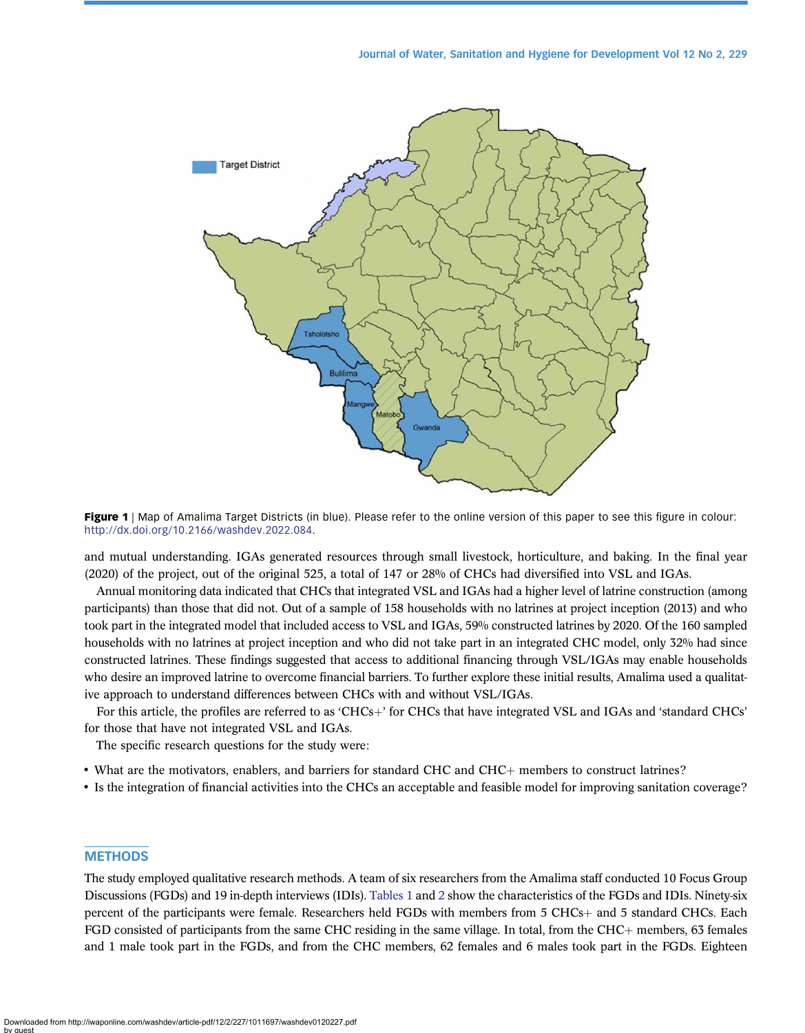**Figure 1** | Map of Amalima Target Districts (in blue). Please refer to the online version of this paper to see this figure in colour: http://dx.doi.org/10.2166/washdev.2022.084.

and mutual understanding. IGAs generated resources through small livestock, horticulture, and baking. In the final year (2020) of the project, out of the original 525, a total of 147 or 28% of CHCs had diversified into VSL and IGAs.

Annual monitoring data indicated that CHCs that integrated VSL and IGAs had a higher level of latrine construction (among participants) than those that did not. Out of a sample of 158 households with no latrines at project inception (2013) and who took part in the integrated model that included access to VSL and IGAs, 59% constructed latrines by 2020. Of the 160 sampled households with no latrines at project inception and who did not take part in an integrated CHC model, only 32% had since constructed latrines. These findings suggested that access to additional financing through VSL/IGAs may enable households who desire an improved latrine to overcome financial barriers. To further explore these initial results, Amalima used a qualitative approach to understand differences between CHCs with and without VSL/IGAs.

For this article, the profiles are referred to as 'CHCs+' for CHCs that have integrated VSL and IGAs and 'standard CHCs' for those that have not integrated VSL and IGAs.

The specific research questions for the study were:

- What are the motivators, enablers, and barriers for standard CHC and CHC+ members to construct latrines?
- Is the integration of financial activities into the CHCs an acceptable and feasible model for improving sanitation coverage?

## METHODS

The study employed qualitative research methods. A team of six researchers from the Amalima staff conducted 10 Focus Group Discussions (FGDs) and 19 in-depth interviews (IDIs). Tables 1 and 2 show the characteristics of the FGDs and IDIs. Ninety-six percent of the participants were female. Researchers held FGDs with members from 5 CHCs+ and 5 standard CHCs. Each FGD consisted of participants from the same CHC residing in the same village. In total, from the CHC+ members, 63 females and 1 male took part in the FGDs, and from the CHC members, 62 females and 6 males took part in the FGDs. Eighteen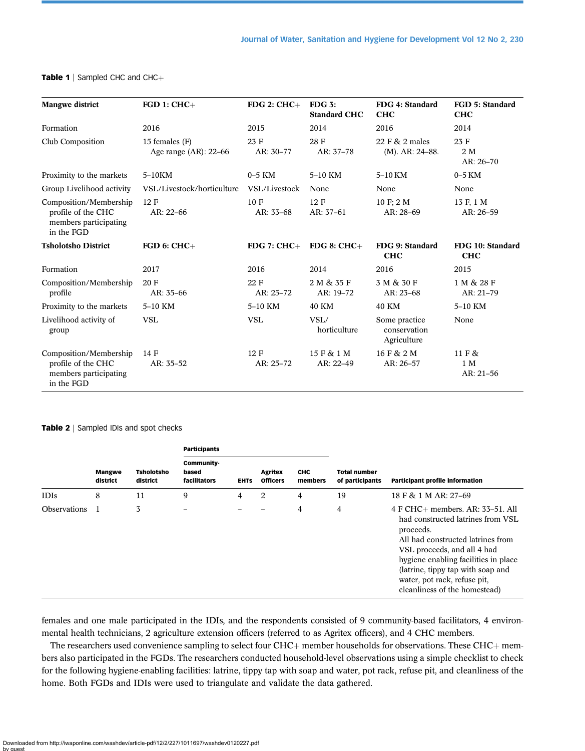**Table 1** | Sampled CHC and CHC+

| Mangwe district | FGD 1: CHC+ | FDG 2: CHC+ | FDG 3: Standard CHC | FDG 4: Standard CHC | FGD 5: Standard CHC |
|---|---|---|---|---|---|
| Formation | 2016 | 2015 | 2014 | 2016 | 2014 |
| Club Composition | 15 females (F) Age range (AR): 22–66 | 23 F AR: 30–77 | 28 F AR: 37–78 | 22 F & 2 males (M). AR: 24–88. | 23 F 2 M AR: 26–70 |
| Proximity to the markets | 5–10KM | 0–5 KM | 5–10 KM | 5–10 KM | 0–5 KM |
| Group Livelihood activity | VSL/Livestock/horticulture | VSL/Livestock | None | None | None |
| Composition/Membership profile of the CHC members participating in the FGD | 12 F AR: 22–66 | 10 F AR: 33–68 | 12 F AR: 37–61 | 10 F; 2 M AR: 28–69 | 13 F, 1 M AR: 26–59 |
| **Tsholotsho District** | **FGD 6: CHC+** | **FDG 7: CHC+** | **FDG 8: CHC+** | **FDG 9: Standard CHC** | **FDG 10: Standard CHC** |
| Formation | 2017 | 2016 | 2014 | 2016 | 2015 |
| Composition/Membership profile | 20 F AR: 35–66 | 22 F AR: 25–72 | 2 M & 35 F AR: 19–72 | 3 M & 30 F AR: 23–68 | 1 M & 28 F AR: 21–79 |
| Proximity to the markets | 5–10 KM | 5–10 KM | 40 KM | 40 KM | 5–10 KM |
| Livelihood activity of group | VSL | VSL | VSL/ horticulture | Some practice conservation Agriculture | None |
| Composition/Membership profile of the CHC members participating in the FGD | 14 F AR: 35–52 | 12 F AR: 25–72 | 15 F & 1 M AR: 22–49 | 16 F & 2 M AR: 26–57 | 11 F & 1 M AR: 21–56 |

**Table 2** | Sampled IDIs and spot checks

| | | | Participants | | | | | |
|---|---|---|---|---|---|---|---|---|
| | Mangwe district | Tsholotsho district | Community-based facilitators | EHTs | Agritex Officers | CHC members | Total number of participants | Participant profile information |
| IDIs | 8 | 11 | 9 | 4 | 2 | 4 | 19 | 18 F & 1 M AR: 27–69 |
| Observations | 1 | 3 | – | – | – | 4 | 4 | 4 F CHC+ members. AR: 33–51. All had constructed latrines from VSL proceeds. All had constructed latrines from VSL proceeds, and all 4 had hygiene enabling facilities in place (latrine, tippy tap with soap and water, pot rack, refuse pit, cleanliness of the homestead) |

females and one male participated in the IDIs, and the respondents consisted of 9 community-based facilitators, 4 environmental health technicians, 2 agriculture extension officers (referred to as Agritex officers), and 4 CHC members.

The researchers used convenience sampling to select four CHC+ member households for observations. These CHC+ members also participated in the FGDs. The researchers conducted household-level observations using a simple checklist to check for the following hygiene-enabling facilities: latrine, tippy tap with soap and water, pot rack, refuse pit, and cleanliness of the home. Both FGDs and IDIs were used to triangulate and validate the data gathered.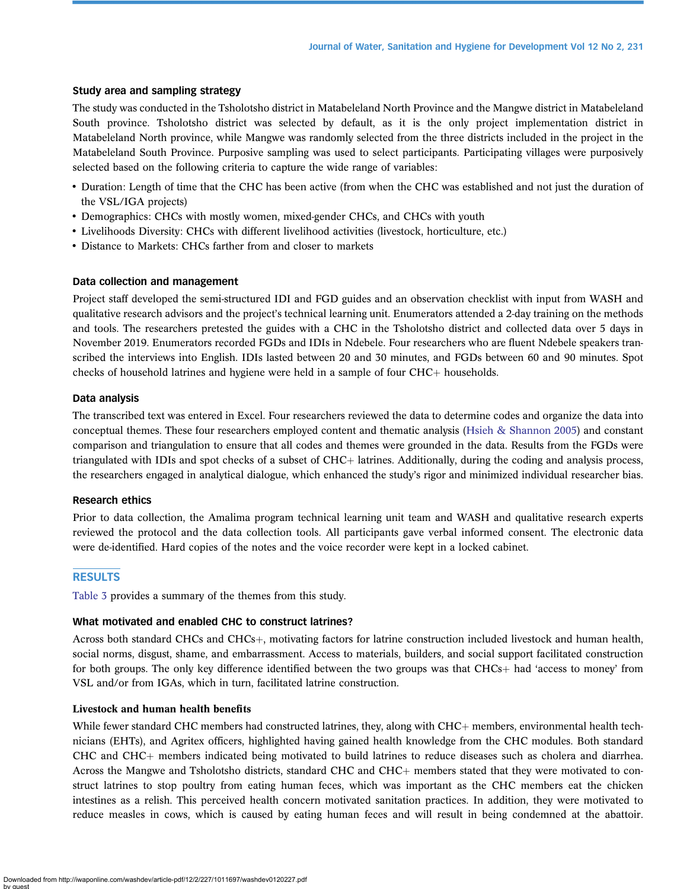### Study area and sampling strategy

The study was conducted in the Tsholotsho district in Matabeleland North Province and the Mangwe district in Matabeleland South province. Tsholotsho district was selected by default, as it is the only project implementation district in Matabeleland North province, while Mangwe was randomly selected from the three districts included in the project in the Matabeleland South Province. Purposive sampling was used to select participants. Participating villages were purposively selected based on the following criteria to capture the wide range of variables:

- Duration: Length of time that the CHC has been active (from when the CHC was established and not just the duration of the VSL/IGA projects)
- Demographics: CHCs with mostly women, mixed-gender CHCs, and CHCs with youth
- Livelihoods Diversity: CHCs with different livelihood activities (livestock, horticulture, etc.)
- Distance to Markets: CHCs farther from and closer to markets

### Data collection and management

Project staff developed the semi-structured IDI and FGD guides and an observation checklist with input from WASH and qualitative research advisors and the project's technical learning unit. Enumerators attended a 2-day training on the methods and tools. The researchers pretested the guides with a CHC in the Tsholotsho district and collected data over 5 days in November 2019. Enumerators recorded FGDs and IDIs in Ndebele. Four researchers who are fluent Ndebele speakers transcribed the interviews into English. IDIs lasted between 20 and 30 minutes, and FGDs between 60 and 90 minutes. Spot checks of household latrines and hygiene were held in a sample of four CHC+ households.

### Data analysis

The transcribed text was entered in Excel. Four researchers reviewed the data to determine codes and organize the data into conceptual themes. These four researchers employed content and thematic analysis (Hsieh & Shannon 2005) and constant comparison and triangulation to ensure that all codes and themes were grounded in the data. Results from the FGDs were triangulated with IDIs and spot checks of a subset of CHC+ latrines. Additionally, during the coding and analysis process, the researchers engaged in analytical dialogue, which enhanced the study's rigor and minimized individual researcher bias.

### Research ethics

Prior to data collection, the Amalima program technical learning unit team and WASH and qualitative research experts reviewed the protocol and the data collection tools. All participants gave verbal informed consent. The electronic data were de-identified. Hard copies of the notes and the voice recorder were kept in a locked cabinet.

## RESULTS

Table 3 provides a summary of the themes from this study.

### What motivated and enabled CHC to construct latrines?

Across both standard CHCs and CHCs+, motivating factors for latrine construction included livestock and human health, social norms, disgust, shame, and embarrassment. Access to materials, builders, and social support facilitated construction for both groups. The only key difference identified between the two groups was that CHCs+ had 'access to money' from VSL and/or from IGAs, which in turn, facilitated latrine construction.

#### Livestock and human health benefits

While fewer standard CHC members had constructed latrines, they, along with CHC+ members, environmental health technicians (EHTs), and Agritex officers, highlighted having gained health knowledge from the CHC modules. Both standard CHC and CHC+ members indicated being motivated to build latrines to reduce diseases such as cholera and diarrhea. Across the Mangwe and Tsholotsho districts, standard CHC and CHC+ members stated that they were motivated to construct latrines to stop poultry from eating human feces, which was important as the CHC members eat the chicken intestines as a relish. This perceived health concern motivated sanitation practices. In addition, they were motivated to reduce measles in cows, which is caused by eating human feces and will result in being condemned at the abattoir.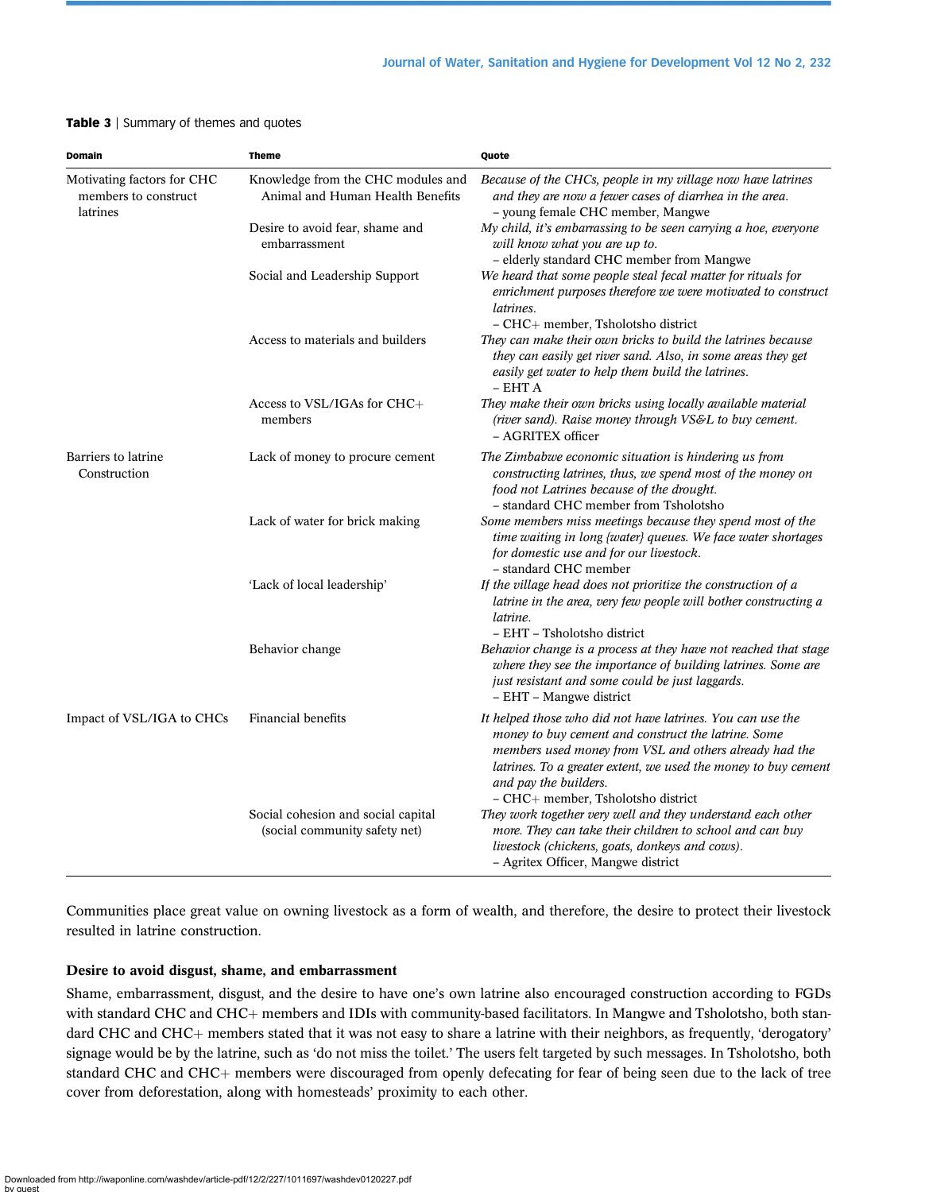**Table 3** | Summary of themes and quotes

| Domain | Theme | Quote |
|---|---|---|
| Motivating factors for CHC members to construct latrines | Knowledge from the CHC modules and Animal and Human Health Benefits | *Because of the CHCs, people in my village now have latrines and they are now a fewer cases of diarrhea in the area.* – young female CHC member, Mangwe |
| | Desire to avoid fear, shame and embarrassment | *My child, it's embarrassing to be seen carrying a hoe, everyone will know what you are up to.* – elderly standard CHC member from Mangwe |
| | Social and Leadership Support | *We heard that some people steal fecal matter for rituals for enrichment purposes therefore we were motivated to construct latrines.* – CHC+ member, Tsholotsho district |
| | Access to materials and builders | *They can make their own bricks to build the latrines because they can easily get river sand. Also, in some areas they get easily get water to help them build the latrines.* – EHT A |
| | Access to VSL/IGAs for CHC+ members | *They make their own bricks using locally available material (river sand). Raise money through VS&L to buy cement.* – AGRITEX officer |
| Barriers to latrine Construction | Lack of money to procure cement | *The Zimbabwe economic situation is hindering us from constructing latrines, thus, we spend most of the money on food not Latrines because of the drought.* – standard CHC member from Tsholotsho |
| | Lack of water for brick making | *Some members miss meetings because they spend most of the time waiting in long {water} queues. We face water shortages for domestic use and for our livestock.* – standard CHC member |
| | 'Lack of local leadership' | *If the village head does not prioritize the construction of a latrine in the area, very few people will bother constructing a latrine.* – EHT – Tsholotsho district |
| | Behavior change | *Behavior change is a process at they have not reached that stage where they see the importance of building latrines. Some are just resistant and some could be just laggards.* – EHT – Mangwe district |
| Impact of VSL/IGA to CHCs | Financial benefits | *It helped those who did not have latrines. You can use the money to buy cement and construct the latrine. Some members used money from VSL and others already had the latrines. To a greater extent, we used the money to buy cement and pay the builders.* – CHC+ member, Tsholotsho district |
| | Social cohesion and social capital (social community safety net) | *They work together very well and they understand each other more. They can take their children to school and can buy livestock (chickens, goats, donkeys and cows).* – Agritex Officer, Mangwe district |

Communities place great value on owning livestock as a form of wealth, and therefore, the desire to protect their livestock resulted in latrine construction.

### Desire to avoid disgust, shame, and embarrassment

Shame, embarrassment, disgust, and the desire to have one's own latrine also encouraged construction according to FGDs with standard CHC and CHC+ members and IDIs with community-based facilitators. In Mangwe and Tsholotsho, both standard CHC and CHC+ members stated that it was not easy to share a latrine with their neighbors, as frequently, 'derogatory' signage would be by the latrine, such as 'do not miss the toilet.' The users felt targeted by such messages. In Tsholotsho, both standard CHC and CHC+ members were discouraged from openly defecating for fear of being seen due to the lack of tree cover from deforestation, along with homesteads' proximity to each other.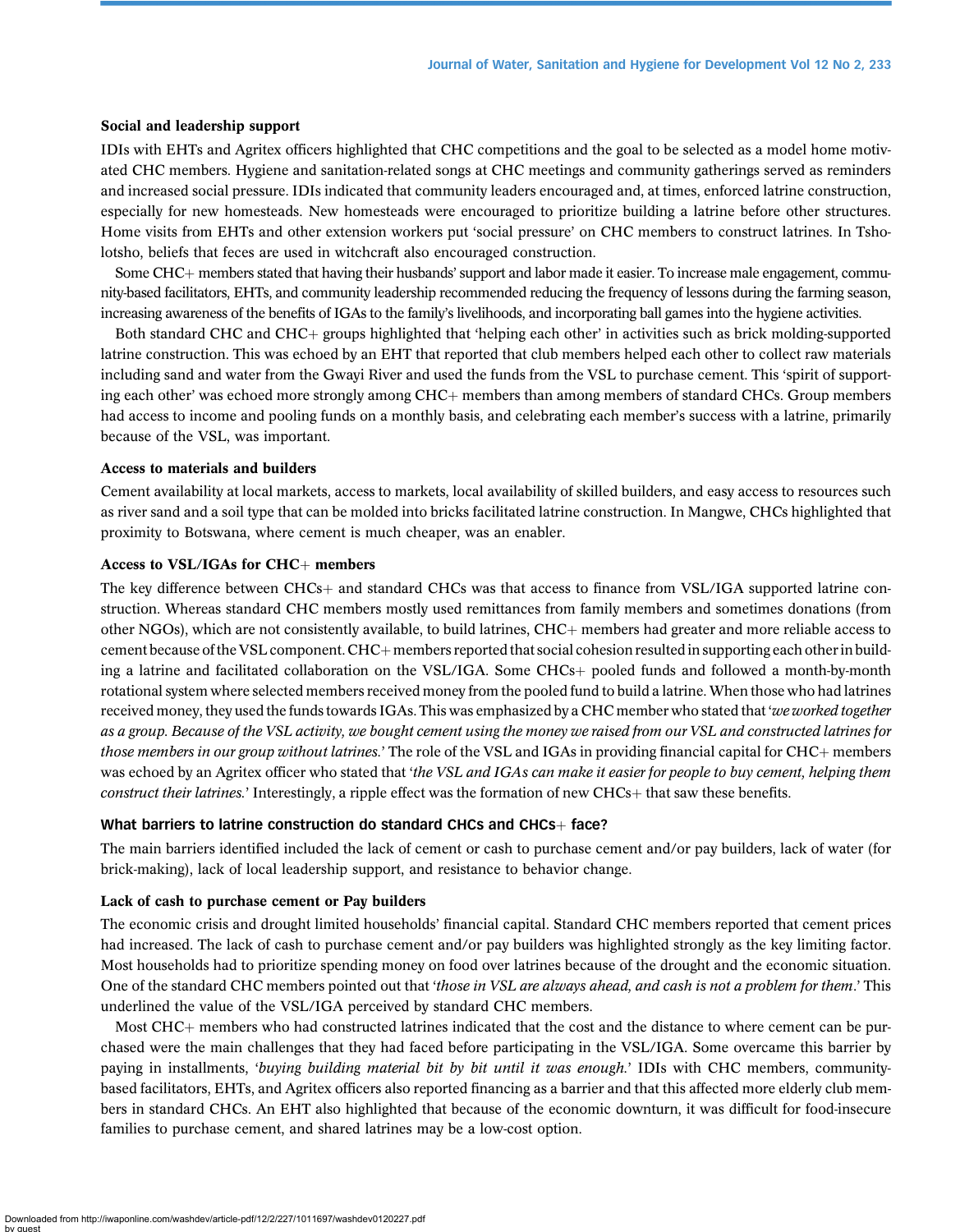**Social and leadership support**

IDIs with EHTs and Agritex officers highlighted that CHC competitions and the goal to be selected as a model home motivated CHC members. Hygiene and sanitation-related songs at CHC meetings and community gatherings served as reminders and increased social pressure. IDIs indicated that community leaders encouraged and, at times, enforced latrine construction, especially for new homesteads. New homesteads were encouraged to prioritize building a latrine before other structures. Home visits from EHTs and other extension workers put 'social pressure' on CHC members to construct latrines. In Tsholotsho, beliefs that feces are used in witchcraft also encouraged construction.

Some CHC+ members stated that having their husbands' support and labor made it easier. To increase male engagement, community-based facilitators, EHTs, and community leadership recommended reducing the frequency of lessons during the farming season, increasing awareness of the benefits of IGAs to the family's livelihoods, and incorporating ball games into the hygiene activities.

Both standard CHC and CHC+ groups highlighted that 'helping each other' in activities such as brick molding-supported latrine construction. This was echoed by an EHT that reported that club members helped each other to collect raw materials including sand and water from the Gwayi River and used the funds from the VSL to purchase cement. This 'spirit of supporting each other' was echoed more strongly among CHC+ members than among members of standard CHCs. Group members had access to income and pooling funds on a monthly basis, and celebrating each member's success with a latrine, primarily because of the VSL, was important.

**Access to materials and builders**

Cement availability at local markets, access to markets, local availability of skilled builders, and easy access to resources such as river sand and a soil type that can be molded into bricks facilitated latrine construction. In Mangwe, CHCs highlighted that proximity to Botswana, where cement is much cheaper, was an enabler.

**Access to VSL/IGAs for CHC+ members**

The key difference between CHCs+ and standard CHCs was that access to finance from VSL/IGA supported latrine construction. Whereas standard CHC members mostly used remittances from family members and sometimes donations (from other NGOs), which are not consistently available, to build latrines, CHC+ members had greater and more reliable access to cement because of the VSL component. CHC+ members reported that social cohesion resulted in supporting each other in building a latrine and facilitated collaboration on the VSL/IGA. Some CHCs+ pooled funds and followed a month-by-month rotational system where selected members received money from the pooled fund to build a latrine. When those who had latrines received money, they used the funds towards IGAs. This was emphasized by a CHC member who stated that '*we worked together as a group. Because of the VSL activity, we bought cement using the money we raised from our VSL and constructed latrines for those members in our group without latrines.*' The role of the VSL and IGAs in providing financial capital for CHC+ members was echoed by an Agritex officer who stated that '*the VSL and IGAs can make it easier for people to buy cement, helping them construct their latrines.*' Interestingly, a ripple effect was the formation of new CHCs+ that saw these benefits.

### What barriers to latrine construction do standard CHCs and CHCs+ face?

The main barriers identified included the lack of cement or cash to purchase cement and/or pay builders, lack of water (for brick-making), lack of local leadership support, and resistance to behavior change.

**Lack of cash to purchase cement or Pay builders**

The economic crisis and drought limited households' financial capital. Standard CHC members reported that cement prices had increased. The lack of cash to purchase cement and/or pay builders was highlighted strongly as the key limiting factor. Most households had to prioritize spending money on food over latrines because of the drought and the economic situation. One of the standard CHC members pointed out that '*those in VSL are always ahead, and cash is not a problem for them*.' This underlined the value of the VSL/IGA perceived by standard CHC members.

Most CHC+ members who had constructed latrines indicated that the cost and the distance to where cement can be purchased were the main challenges that they had faced before participating in the VSL/IGA. Some overcame this barrier by paying in installments, '*buying building material bit by bit until it was enough.*' IDIs with CHC members, community-based facilitators, EHTs, and Agritex officers also reported financing as a barrier and that this affected more elderly club members in standard CHCs. An EHT also highlighted that because of the economic downturn, it was difficult for food-insecure families to purchase cement, and shared latrines may be a low-cost option.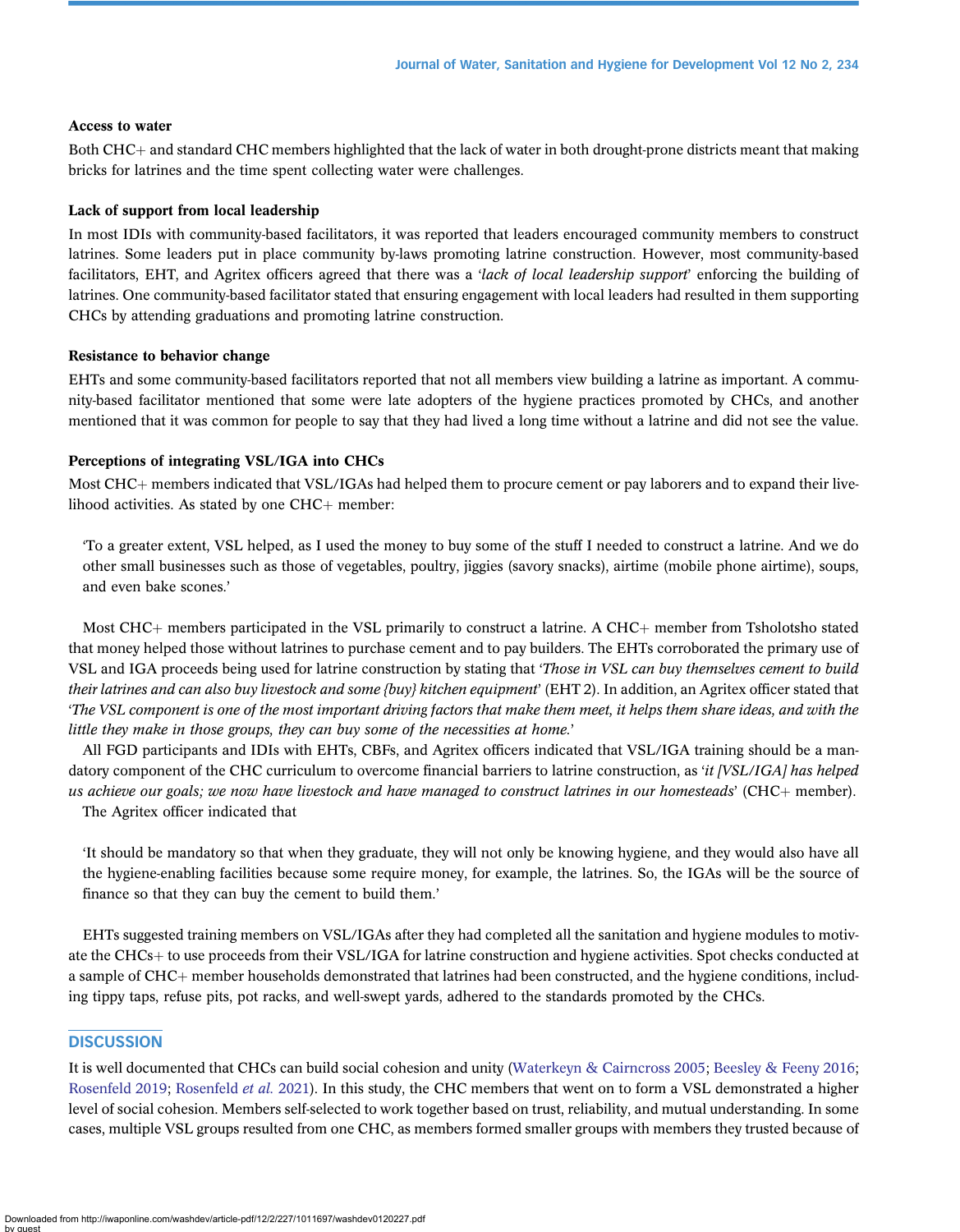**Access to water**

Both CHC+ and standard CHC members highlighted that the lack of water in both drought-prone districts meant that making bricks for latrines and the time spent collecting water were challenges.

**Lack of support from local leadership**

In most IDIs with community-based facilitators, it was reported that leaders encouraged community members to construct latrines. Some leaders put in place community by-laws promoting latrine construction. However, most community-based facilitators, EHT, and Agritex officers agreed that there was a '*lack of local leadership support*' enforcing the building of latrines. One community-based facilitator stated that ensuring engagement with local leaders had resulted in them supporting CHCs by attending graduations and promoting latrine construction.

**Resistance to behavior change**

EHTs and some community-based facilitators reported that not all members view building a latrine as important. A community-based facilitator mentioned that some were late adopters of the hygiene practices promoted by CHCs, and another mentioned that it was common for people to say that they had lived a long time without a latrine and did not see the value.

**Perceptions of integrating VSL/IGA into CHCs**

Most CHC+ members indicated that VSL/IGAs had helped them to procure cement or pay laborers and to expand their livelihood activities. As stated by one CHC+ member:

> 'To a greater extent, VSL helped, as I used the money to buy some of the stuff I needed to construct a latrine. And we do other small businesses such as those of vegetables, poultry, jiggies (savory snacks), airtime (mobile phone airtime), soups, and even bake scones.'

Most CHC+ members participated in the VSL primarily to construct a latrine. A CHC+ member from Tsholotsho stated that money helped those without latrines to purchase cement and to pay builders. The EHTs corroborated the primary use of VSL and IGA proceeds being used for latrine construction by stating that '*Those in VSL can buy themselves cement to build their latrines and can also buy livestock and some {buy} kitchen equipment*' (EHT 2). In addition, an Agritex officer stated that '*The VSL component is one of the most important driving factors that make them meet, it helps them share ideas, and with the little they make in those groups, they can buy some of the necessities at home.*'

All FGD participants and IDIs with EHTs, CBFs, and Agritex officers indicated that VSL/IGA training should be a mandatory component of the CHC curriculum to overcome financial barriers to latrine construction, as '*it [VSL/IGA] has helped us achieve our goals; we now have livestock and have managed to construct latrines in our homesteads*' (CHC+ member).

The Agritex officer indicated that

> 'It should be mandatory so that when they graduate, they will not only be knowing hygiene, and they would also have all the hygiene-enabling facilities because some require money, for example, the latrines. So, the IGAs will be the source of finance so that they can buy the cement to build them.'

EHTs suggested training members on VSL/IGAs after they had completed all the sanitation and hygiene modules to motivate the CHCs+ to use proceeds from their VSL/IGA for latrine construction and hygiene activities. Spot checks conducted at a sample of CHC+ member households demonstrated that latrines had been constructed, and the hygiene conditions, including tippy taps, refuse pits, pot racks, and well-swept yards, adhered to the standards promoted by the CHCs.

## DISCUSSION

It is well documented that CHCs can build social cohesion and unity (Waterkeyn & Cairncross 2005; Beesley & Feeny 2016; Rosenfeld 2019; Rosenfeld *et al.* 2021). In this study, the CHC members that went on to form a VSL demonstrated a higher level of social cohesion. Members self-selected to work together based on trust, reliability, and mutual understanding. In some cases, multiple VSL groups resulted from one CHC, as members formed smaller groups with members they trusted because of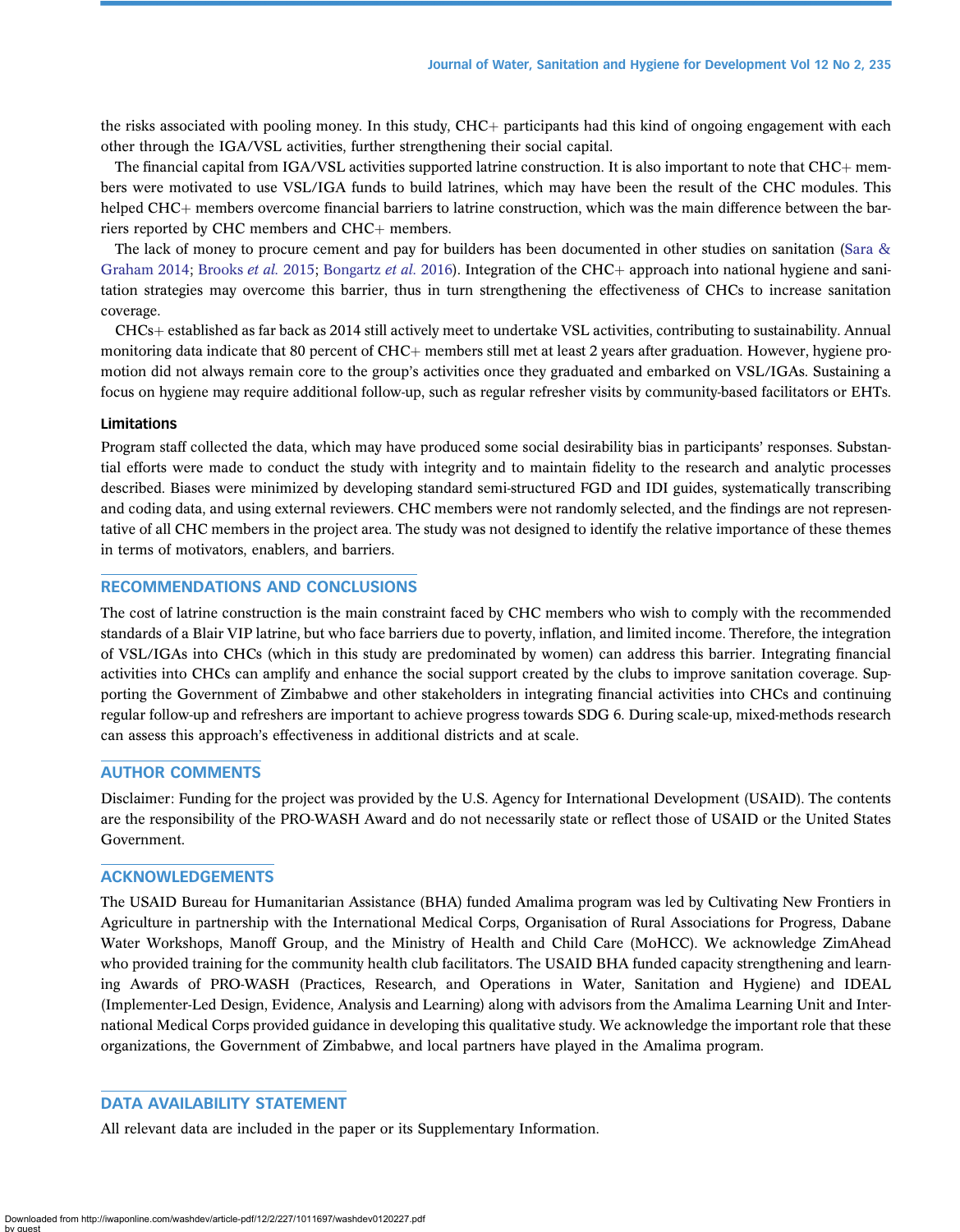the risks associated with pooling money. In this study, CHC+ participants had this kind of ongoing engagement with each other through the IGA/VSL activities, further strengthening their social capital.

The financial capital from IGA/VSL activities supported latrine construction. It is also important to note that CHC+ members were motivated to use VSL/IGA funds to build latrines, which may have been the result of the CHC modules. This helped CHC+ members overcome financial barriers to latrine construction, which was the main difference between the barriers reported by CHC members and CHC+ members.

The lack of money to procure cement and pay for builders has been documented in other studies on sanitation (Sara & Graham 2014; Brooks *et al.* 2015; Bongartz *et al.* 2016). Integration of the CHC+ approach into national hygiene and sanitation strategies may overcome this barrier, thus in turn strengthening the effectiveness of CHCs to increase sanitation coverage.

CHCs+ established as far back as 2014 still actively meet to undertake VSL activities, contributing to sustainability. Annual monitoring data indicate that 80 percent of CHC+ members still met at least 2 years after graduation. However, hygiene promotion did not always remain core to the group's activities once they graduated and embarked on VSL/IGAs. Sustaining a focus on hygiene may require additional follow-up, such as regular refresher visits by community-based facilitators or EHTs.

### Limitations

Program staff collected the data, which may have produced some social desirability bias in participants' responses. Substantial efforts were made to conduct the study with integrity and to maintain fidelity to the research and analytic processes described. Biases were minimized by developing standard semi-structured FGD and IDI guides, systematically transcribing and coding data, and using external reviewers. CHC members were not randomly selected, and the findings are not representative of all CHC members in the project area. The study was not designed to identify the relative importance of these themes in terms of motivators, enablers, and barriers.

## RECOMMENDATIONS AND CONCLUSIONS

The cost of latrine construction is the main constraint faced by CHC members who wish to comply with the recommended standards of a Blair VIP latrine, but who face barriers due to poverty, inflation, and limited income. Therefore, the integration of VSL/IGAs into CHCs (which in this study are predominated by women) can address this barrier. Integrating financial activities into CHCs can amplify and enhance the social support created by the clubs to improve sanitation coverage. Supporting the Government of Zimbabwe and other stakeholders in integrating financial activities into CHCs and continuing regular follow-up and refreshers are important to achieve progress towards SDG 6. During scale-up, mixed-methods research can assess this approach's effectiveness in additional districts and at scale.

## AUTHOR COMMENTS

Disclaimer: Funding for the project was provided by the U.S. Agency for International Development (USAID). The contents are the responsibility of the PRO-WASH Award and do not necessarily state or reflect those of USAID or the United States Government.

## ACKNOWLEDGEMENTS

The USAID Bureau for Humanitarian Assistance (BHA) funded Amalima program was led by Cultivating New Frontiers in Agriculture in partnership with the International Medical Corps, Organisation of Rural Associations for Progress, Dabane Water Workshops, Manoff Group, and the Ministry of Health and Child Care (MoHCC). We acknowledge ZimAhead who provided training for the community health club facilitators. The USAID BHA funded capacity strengthening and learning Awards of PRO-WASH (Practices, Research, and Operations in Water, Sanitation and Hygiene) and IDEAL (Implementer-Led Design, Evidence, Analysis and Learning) along with advisors from the Amalima Learning Unit and International Medical Corps provided guidance in developing this qualitative study. We acknowledge the important role that these organizations, the Government of Zimbabwe, and local partners have played in the Amalima program.

## DATA AVAILABILITY STATEMENT

All relevant data are included in the paper or its Supplementary Information.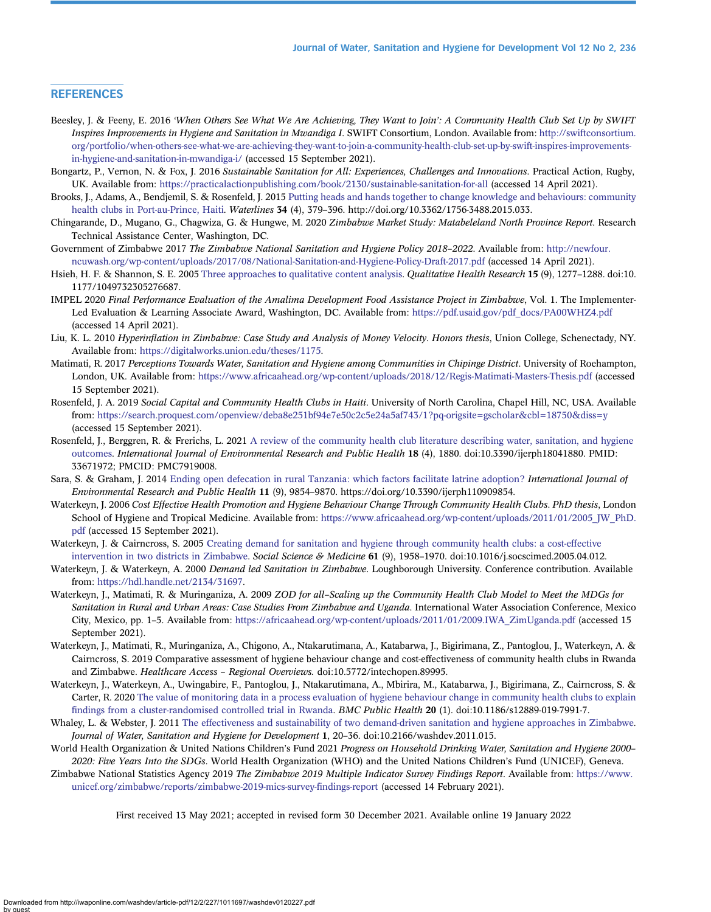## REFERENCES

Beesley, J. & Feeny, E. 2016 *'When Others See What We Are Achieving, They Want to Join': A Community Health Club Set Up by SWIFT Inspires Improvements in Hygiene and Sanitation in Mwandiga I*. SWIFT Consortium, London. Available from: http://swiftconsortium.org/portfolio/when-others-see-what-we-are-achieving-they-want-to-join-a-community-health-club-set-up-by-swift-inspires-improvements-in-hygiene-and-sanitation-in-mwandiga-i/ (accessed 15 September 2021).

Bongartz, P., Vernon, N. & Fox, J. 2016 *Sustainable Sanitation for All: Experiences, Challenges and Innovations*. Practical Action, Rugby, UK. Available from: https://practicalactionpublishing.com/book/2130/sustainable-sanitation-for-all (accessed 14 April 2021).

Brooks, J., Adams, A., Bendjemil, S. & Rosenfeld, J. 2015 Putting heads and hands together to change knowledge and behaviours: community health clubs in Port-au-Prince, Haiti. *Waterlines* **34** (4), 379–396. http://doi.org/10.3362/1756-3488.2015.033.

Chingarande, D., Mugano, G., Chagwiza, G. & Hungwe, M. 2020 *Zimbabwe Market Study: Matabeleland North Province Report*. Research Technical Assistance Center, Washington, DC.

Government of Zimbabwe 2017 *The Zimbabwe National Sanitation and Hygiene Policy 2018–2022*. Available from: http://newfour.ncuwash.org/wp-content/uploads/2017/08/National-Sanitation-and-Hygiene-Policy-Draft-2017.pdf (accessed 14 April 2021).

Hsieh, H. F. & Shannon, S. E. 2005 Three approaches to qualitative content analysis. *Qualitative Health Research* **15** (9), 1277–1288. doi:10.1177/1049732305276687.

IMPEL 2020 *Final Performance Evaluation of the Amalima Development Food Assistance Project in Zimbabwe*, Vol. 1. The Implementer-Led Evaluation & Learning Associate Award, Washington, DC. Available from: https://pdf.usaid.gov/pdf_docs/PA00WHZ4.pdf (accessed 14 April 2021).

Liu, K. L. 2010 *Hyperinflation in Zimbabwe: Case Study and Analysis of Money Velocity*. *Honors thesis*, Union College, Schenectady, NY. Available from: https://digitalworks.union.edu/theses/1175.

Matimati, R. 2017 *Perceptions Towards Water, Sanitation and Hygiene among Communities in Chipinge District*. University of Roehampton, London, UK. Available from: https://www.africaahead.org/wp-content/uploads/2018/12/Regis-Matimati-Masters-Thesis.pdf (accessed 15 September 2021).

Rosenfeld, J. A. 2019 *Social Capital and Community Health Clubs in Haiti*. University of North Carolina, Chapel Hill, NC, USA. Available from: https://search.proquest.com/openview/deba8e251bf94e7e50c2c5e24a5af743/1?pq-origsite=gscholar&cbl=18750&diss=y (accessed 15 September 2021).

Rosenfeld, J., Berggren, R. & Frerichs, L. 2021 A review of the community health club literature describing water, sanitation, and hygiene outcomes. *International Journal of Environmental Research and Public Health* **18** (4), 1880. doi:10.3390/ijerph18041880. PMID: 33671972; PMCID: PMC7919008.

Sara, S. & Graham, J. 2014 Ending open defecation in rural Tanzania: which factors facilitate latrine adoption? *International Journal of Environmental Research and Public Health* **11** (9), 9854–9870. https://doi.org/10.3390/ijerph110909854.

Waterkeyn, J. 2006 *Cost Effective Health Promotion and Hygiene Behaviour Change Through Community Health Clubs*. *PhD thesis*, London School of Hygiene and Tropical Medicine. Available from: https://www.africaahead.org/wp-content/uploads/2011/01/2005_JW_PhD.pdf (accessed 15 September 2021).

Waterkeyn, J. & Cairncross, S. 2005 Creating demand for sanitation and hygiene through community health clubs: a cost-effective intervention in two districts in Zimbabwe. *Social Science & Medicine* **61** (9), 1958–1970. doi:10.1016/j.socscimed.2005.04.012.

Waterkeyn, J. & Waterkeyn, A. 2000 *Demand led Sanitation in Zimbabwe*. Loughborough University. Conference contribution. Available from: https://hdl.handle.net/2134/31697.

Waterkeyn, J., Matimati, R. & Muringaniza, A. 2009 *ZOD for all–Scaling up the Community Health Club Model to Meet the MDGs for Sanitation in Rural and Urban Areas: Case Studies From Zimbabwe and Uganda*. International Water Association Conference, Mexico City, Mexico, pp. 1–5. Available from: https://africaahead.org/wp-content/uploads/2011/01/2009.IWA_ZimUganda.pdf (accessed 15 September 2021).

Waterkeyn, J., Matimati, R., Muringaniza, A., Chigono, A., Ntakarutimana, A., Katabarwa, J., Bigirimana, Z., Pantoglou, J., Waterkeyn, A. & Cairncross, S. 2019 Comparative assessment of hygiene behaviour change and cost-effectiveness of community health clubs in Rwanda and Zimbabwe. *Healthcare Access – Regional Overviews*. doi:10.5772/intechopen.89995.

Waterkeyn, J., Waterkeyn, A., Uwingabire, F., Pantoglou, J., Ntakarutimana, A., Mbirira, M., Katabarwa, J., Bigirimana, Z., Cairncross, S. & Carter, R. 2020 The value of monitoring data in a process evaluation of hygiene behaviour change in community health clubs to explain findings from a cluster-randomised controlled trial in Rwanda. *BMC Public Health* **20** (1). doi:10.1186/s12889-019-7991-7.

Whaley, L. & Webster, J. 2011 The effectiveness and sustainability of two demand-driven sanitation and hygiene approaches in Zimbabwe. *Journal of Water, Sanitation and Hygiene for Development* **1**, 20–36. doi:10.2166/washdev.2011.015.

World Health Organization & United Nations Children's Fund 2021 *Progress on Household Drinking Water, Sanitation and Hygiene 2000–2020: Five Years Into the SDGs*. World Health Organization (WHO) and the United Nations Children's Fund (UNICEF), Geneva.

Zimbabwe National Statistics Agency 2019 *The Zimbabwe 2019 Multiple Indicator Survey Findings Report*. Available from: https://www.unicef.org/zimbabwe/reports/zimbabwe-2019-mics-survey-findings-report (accessed 14 February 2021).

First received 13 May 2021; accepted in revised form 30 December 2021. Available online 19 January 2022